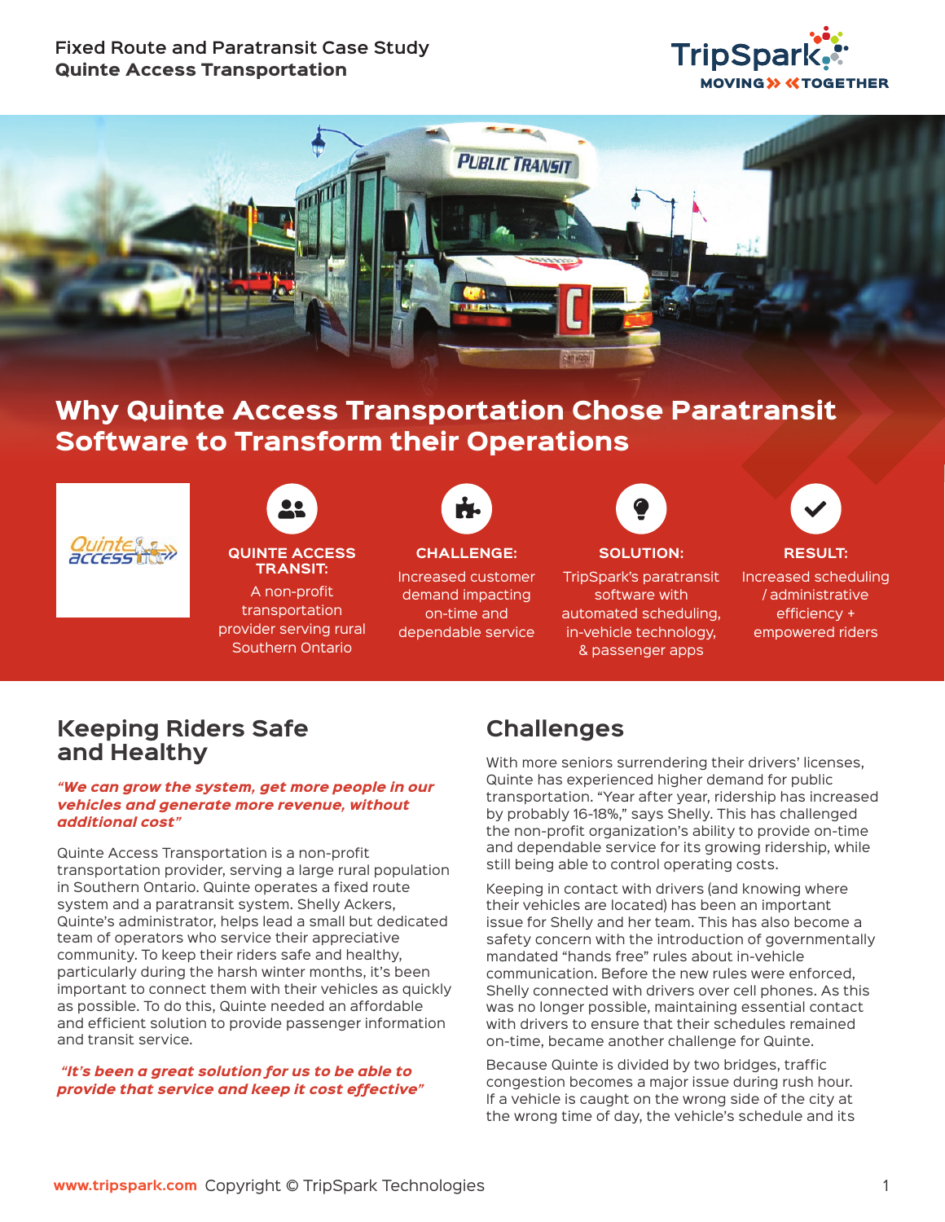Fixed Route and Paratransit Case Study
**Quinte Access Transportation**

# Why Quinte Access Transportation Chose Paratransit Software to Transform their Operations

**QUINTE ACCESS TRANSIT:**
A non-profit transportation provider serving rural Southern Ontario

**CHALLENGE:**
Increased customer demand impacting on-time and dependable service

**SOLUTION:**
TripSpark's paratransit software with automated scheduling, in-vehicle technology, & passenger apps

**RESULT:**
Increased scheduling / administrative efficiency + empowered riders

## Keeping Riders Safe and Healthy

***"We can grow the system, get more people in our vehicles and generate more revenue, without additional cost"***

Quinte Access Transportation is a non-profit transportation provider, serving a large rural population in Southern Ontario. Quinte operates a fixed route system and a paratransit system. Shelly Ackers, Quinte's administrator, helps lead a small but dedicated team of operators who serve their appreciative community. To keep their riders safe and healthy, particularly during the harsh winter months, it's been important to connect them with their vehicles as quickly as possible. To do this, Quinte needed an affordable and efficient solution to provide passenger information and transit service.

***"It's been a great solution for us to be able to provide that service and keep it cost effective"***

## Challenges

With more seniors surrendering their drivers' licenses, Quinte has experienced higher demand for public transportation. "Year after year, ridership has increased by probably 16-18%," says Shelly. This has challenged the non-profit organization's ability to provide on-time and dependable service for its growing ridership, while still being able to control operating costs.

Keeping in contact with drivers (and knowing where their vehicles are located) has been an important issue for Shelly and her team. This has also become a safety concern with the introduction of governmentally mandated "hands free" rules about in-vehicle communication. Before the new rules were enforced, Shelly connected with drivers over cell phones. As this was no longer possible, maintaining essential contact with drivers to ensure that their schedules remained on-time, became another challenge for Quinte.

Because Quinte is divided by two bridges, traffic congestion becomes a major issue during rush hour. If a vehicle is caught on the wrong side of the city at the wrong time of day, the vehicle's schedule and its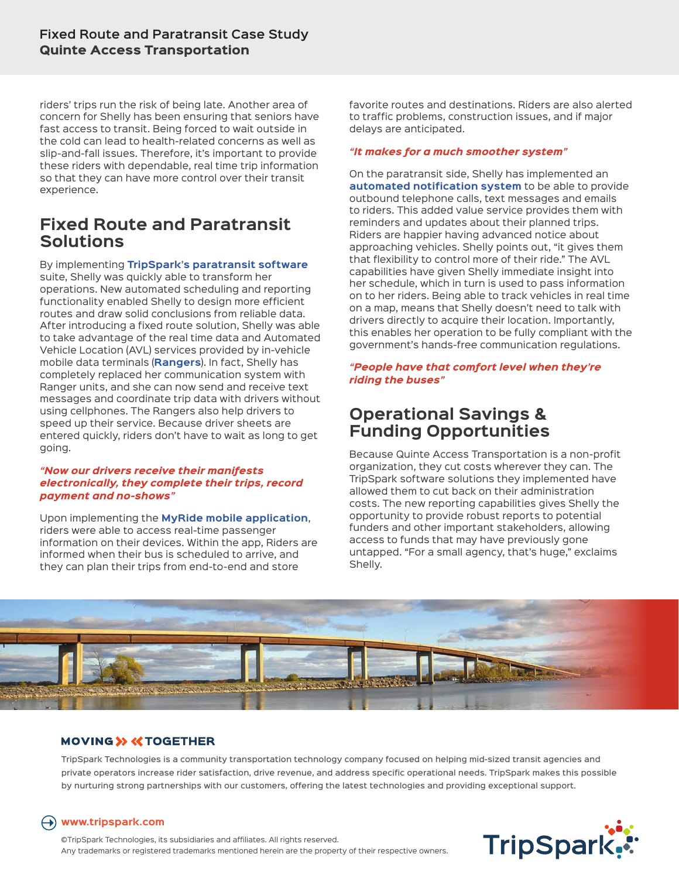riders' trips run the risk of being late. Another area of concern for Shelly has been ensuring that seniors have fast access to transit. Being forced to wait outside in the cold can lead to health-related concerns as well as slip-and-fall issues. Therefore, it's important to provide these riders with dependable, real time trip information so that they can have more control over their transit experience.

## Fixed Route and Paratransit Solutions

By implementing **TripSpark's paratransit software** suite, Shelly was quickly able to transform her operations. New automated scheduling and reporting functionality enabled Shelly to design more efficient routes and draw solid conclusions from reliable data. After introducing a fixed route solution, Shelly was able to take advantage of the real time data and Automated Vehicle Location (AVL) services provided by in-vehicle mobile data terminals (**Rangers**). In fact, Shelly has completely replaced her communication system with Ranger units, and she can now send and receive text messages and coordinate trip data with drivers without using cellphones. The Rangers also help drivers to speed up their service. Because driver sheets are entered quickly, riders don't have to wait as long to get going.

***"Now our drivers receive their manifests electronically, they complete their trips, record payment and no-shows"***

Upon implementing the **MyRide mobile application**, riders were able to access real-time passenger information on their devices. Within the app, Riders are informed when their bus is scheduled to arrive, and they can plan their trips from end-to-end and store favorite routes and destinations. Riders are also alerted to traffic problems, construction issues, and if major delays are anticipated.

***"It makes for a much smoother system"***

On the paratransit side, Shelly has implemented an **automated notification system** to be able to provide outbound telephone calls, text messages and emails to riders. This added value service provides them with reminders and updates about their planned trips. Riders are happier having advanced notice about approaching vehicles. Shelly points out, "it gives them that flexibility to control more of their ride." The AVL capabilities have given Shelly immediate insight into her schedule, which in turn is used to pass information on to her riders. Being able to track vehicles in real time on a map, means that Shelly doesn't need to talk with drivers directly to acquire their location. Importantly, this enables her operation to be fully compliant with the government's hands-free communication regulations.

***"People have that comfort level when they're riding the buses"***

## Operational Savings & Funding Opportunities

Because Quinte Access Transportation is a non-profit organization, they cut costs wherever they can. The TripSpark software solutions they implemented have allowed them to cut back on their administration costs. The new reporting capabilities gives Shelly the opportunity to provide robust reports to potential funders and other important stakeholders, allowing access to funds that may have previously gone untapped. "For a small agency, that's huge," exclaims Shelly.

**MOVING » « TOGETHER**

TripSpark Technologies is a community transportation technology company focused on helping mid-sized transit agencies and private operators increase rider satisfaction, drive revenue, and address specific operational needs. TripSpark makes this possible by nurturing strong partnerships with our customers, offering the latest technologies and providing exceptional support.

**www.tripspark.com**

©TripSpark Technologies, its subsidiaries and affiliates. All rights reserved.
Any trademarks or registered trademarks mentioned herein are the property of their respective owners.

TripSpark